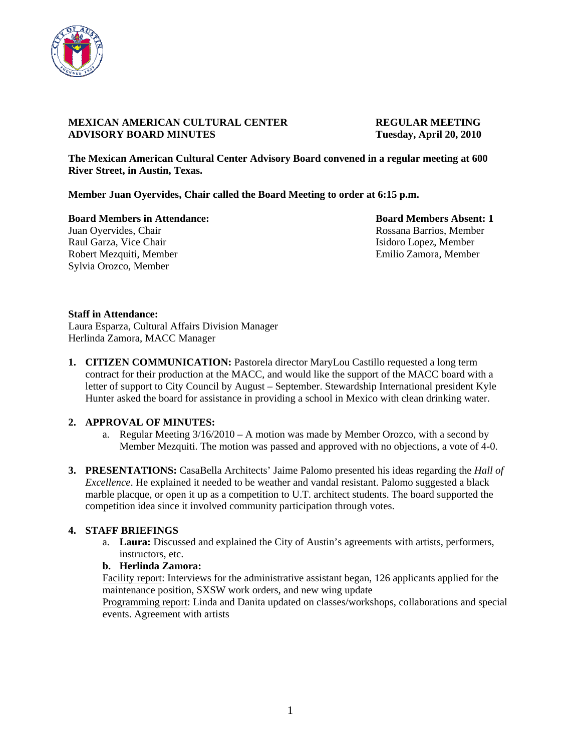**MEXICAN AMERICAN CULTURAL CENTER ADVISORY BOARD MINUTES**

**REGULAR MEETING Tuesday, April 20, 2010**

**The Mexican American Cultural Center Advisory Board convened in a regular meeting at 600 River Street, in Austin, Texas.**

**Member Juan Oyervides, Chair called the Board Meeting to order at 6:15 p.m.**

**Board Members in Attendance:**
Juan Oyervides, Chair
Raul Garza, Vice Chair
Robert Mezquiti, Member
Sylvia Orozco, Member

**Board Members Absent: 1**
Rossana Barrios, Member
Isidoro Lopez, Member
Emilio Zamora, Member

**Staff in Attendance:**
Laura Esparza, Cultural Affairs Division Manager
Herlinda Zamora, MACC Manager

1. **CITIZEN COMMUNICATION:** Pastorela director MaryLou Castillo requested a long term contract for their production at the MACC, and would like the support of the MACC board with a letter of support to City Council by August – September. Stewardship International president Kyle Hunter asked the board for assistance in providing a school in Mexico with clean drinking water.

2. **APPROVAL OF MINUTES:**
   a. Regular Meeting 3/16/2010 – A motion was made by Member Orozco, with a second by Member Mezquiti. The motion was passed and approved with no objections, a vote of 4-0.

3. **PRESENTATIONS:** CasaBella Architects' Jaime Palomo presented his ideas regarding the *Hall of Excellence*. He explained it needed to be weather and vandal resistant. Palomo suggested a black marble placque, or open it up as a competition to U.T. architect students. The board supported the competition idea since it involved community participation through votes.

4. **STAFF BRIEFINGS**
   a. **Laura:** Discussed and explained the City of Austin's agreements with artists, performers, instructors, etc.
   **b. Herlinda Zamora:**
   Facility report: Interviews for the administrative assistant began, 126 applicants applied for the maintenance position, SXSW work orders, and new wing update
   Programming report: Linda and Danita updated on classes/workshops, collaborations and special events. Agreement with artists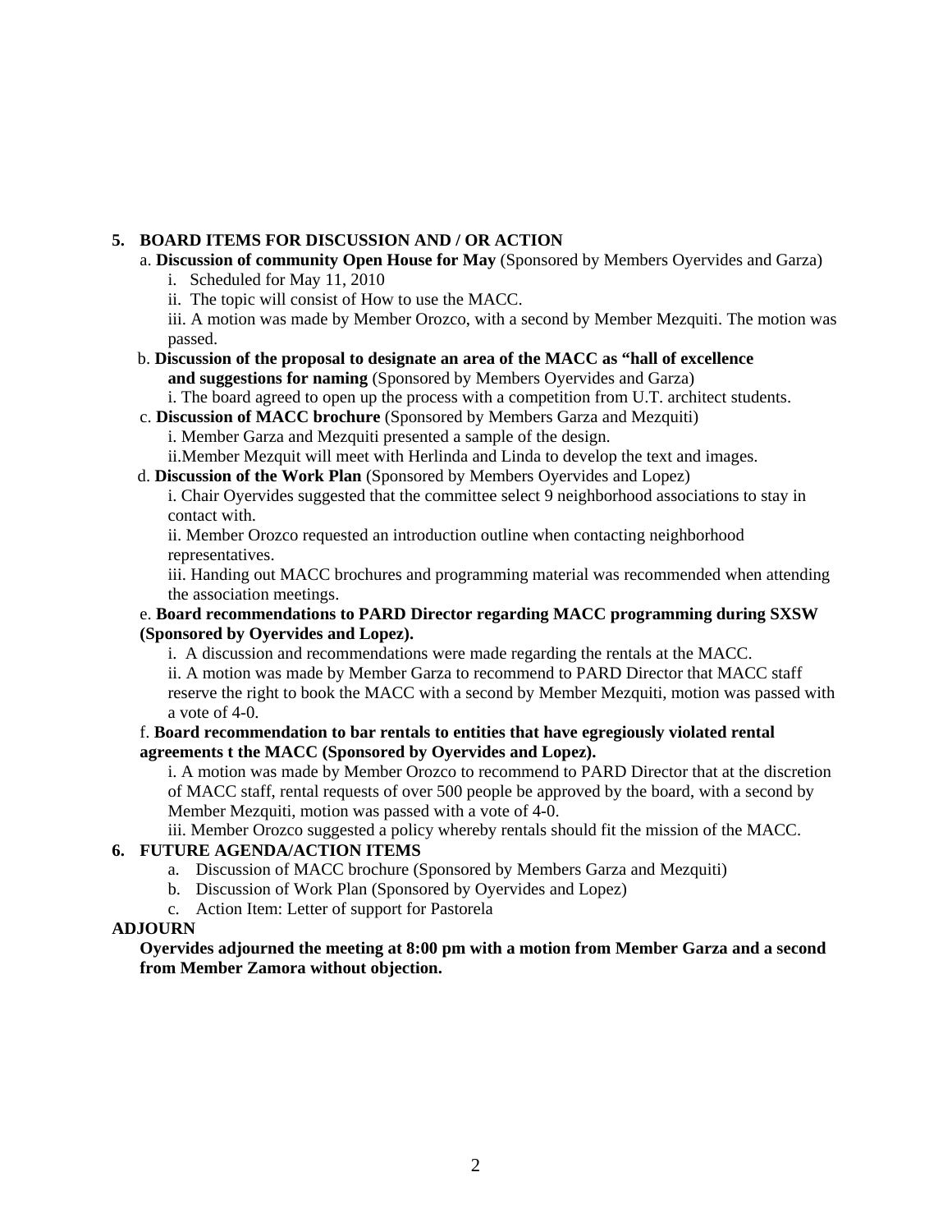**5. BOARD ITEMS FOR DISCUSSION AND / OR ACTION**

a. **Discussion of community Open House for May** (Sponsored by Members Oyervides and Garza)

i. Scheduled for May 11, 2010

ii. The topic will consist of How to use the MACC.

iii. A motion was made by Member Orozco, with a second by Member Mezquiti. The motion was passed.

b. **Discussion of the proposal to designate an area of the MACC as "hall of excellence and suggestions for naming** (Sponsored by Members Oyervides and Garza)

i. The board agreed to open up the process with a competition from U.T. architect students.

c. **Discussion of MACC brochure** (Sponsored by Members Garza and Mezquiti)

i. Member Garza and Mezquiti presented a sample of the design.

ii.Member Mezquit will meet with Herlinda and Linda to develop the text and images.

d. **Discussion of the Work Plan** (Sponsored by Members Oyervides and Lopez)

i. Chair Oyervides suggested that the committee select 9 neighborhood associations to stay in contact with.

ii. Member Orozco requested an introduction outline when contacting neighborhood representatives.

iii. Handing out MACC brochures and programming material was recommended when attending the association meetings.

e. **Board recommendations to PARD Director regarding MACC programming during SXSW (Sponsored by Oyervides and Lopez).**

i. A discussion and recommendations were made regarding the rentals at the MACC.

ii. A motion was made by Member Garza to recommend to PARD Director that MACC staff reserve the right to book the MACC with a second by Member Mezquiti, motion was passed with a vote of 4-0.

f. **Board recommendation to bar rentals to entities that have egregiously violated rental agreements t the MACC (Sponsored by Oyervides and Lopez).**

i. A motion was made by Member Orozco to recommend to PARD Director that at the discretion of MACC staff, rental requests of over 500 people be approved by the board, with a second by Member Mezquiti, motion was passed with a vote of 4-0.

iii. Member Orozco suggested a policy whereby rentals should fit the mission of the MACC.

**6. FUTURE AGENDA/ACTION ITEMS**

a. Discussion of MACC brochure (Sponsored by Members Garza and Mezquiti)
b. Discussion of Work Plan (Sponsored by Oyervides and Lopez)
c. Action Item: Letter of support for Pastorela

**ADJOURN**

**Oyervides adjourned the meeting at 8:00 pm with a motion from Member Garza and a second from Member Zamora without objection.**